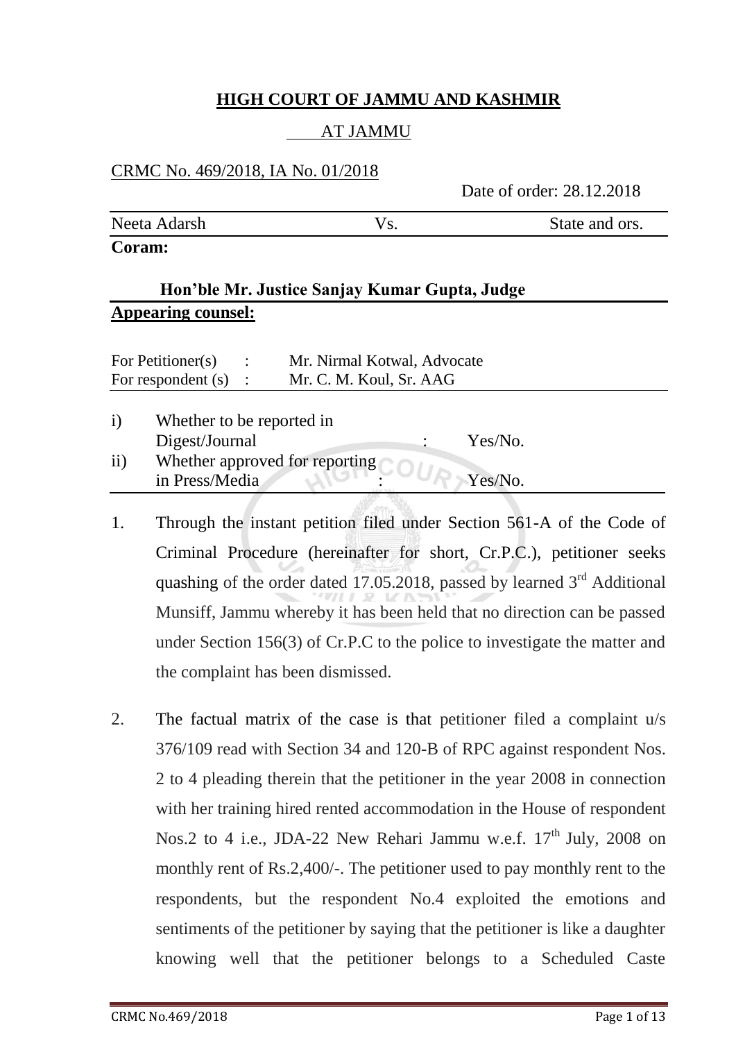# HIGH COURT OF JAMMU AND KASHMIR

## AT JAMMU

CRMC No. 469/2018, IA No. 01/2018

Date of order: 28.12.2018

| Neeta Adarsh | Vs. | State and ors. |
|---|---|---|

**Coram:**

**Hon'ble Mr. Justice Sanjay Kumar Gupta, Judge**

**Appearing counsel:**

For Petitioner(s) : Mr. Nirmal Kotwal, Advocate
For respondent (s) : Mr. C. M. Koul, Sr. AAG

i) Whether to be reported in Digest/Journal : Yes/No.
ii) Whether approved for reporting in Press/Media : Yes/No.

1. Through the instant petition filed under Section 561-A of the Code of Criminal Procedure (hereinafter for short, Cr.P.C.), petitioner seeks quashing of the order dated 17.05.2018, passed by learned 3rd Additional Munsiff, Jammu whereby it has been held that no direction can be passed under Section 156(3) of Cr.P.C to the police to investigate the matter and the complaint has been dismissed.

2. The factual matrix of the case is that petitioner filed a complaint u/s 376/109 read with Section 34 and 120-B of RPC against respondent Nos. 2 to 4 pleading therein that the petitioner in the year 2008 in connection with her training hired rented accommodation in the House of respondent Nos.2 to 4 i.e., JDA-22 New Rehari Jammu w.e.f. 17th July, 2008 on monthly rent of Rs.2,400/-. The petitioner used to pay monthly rent to the respondents, but the respondent No.4 exploited the emotions and sentiments of the petitioner by saying that the petitioner is like a daughter knowing well that the petitioner belongs to a Scheduled Caste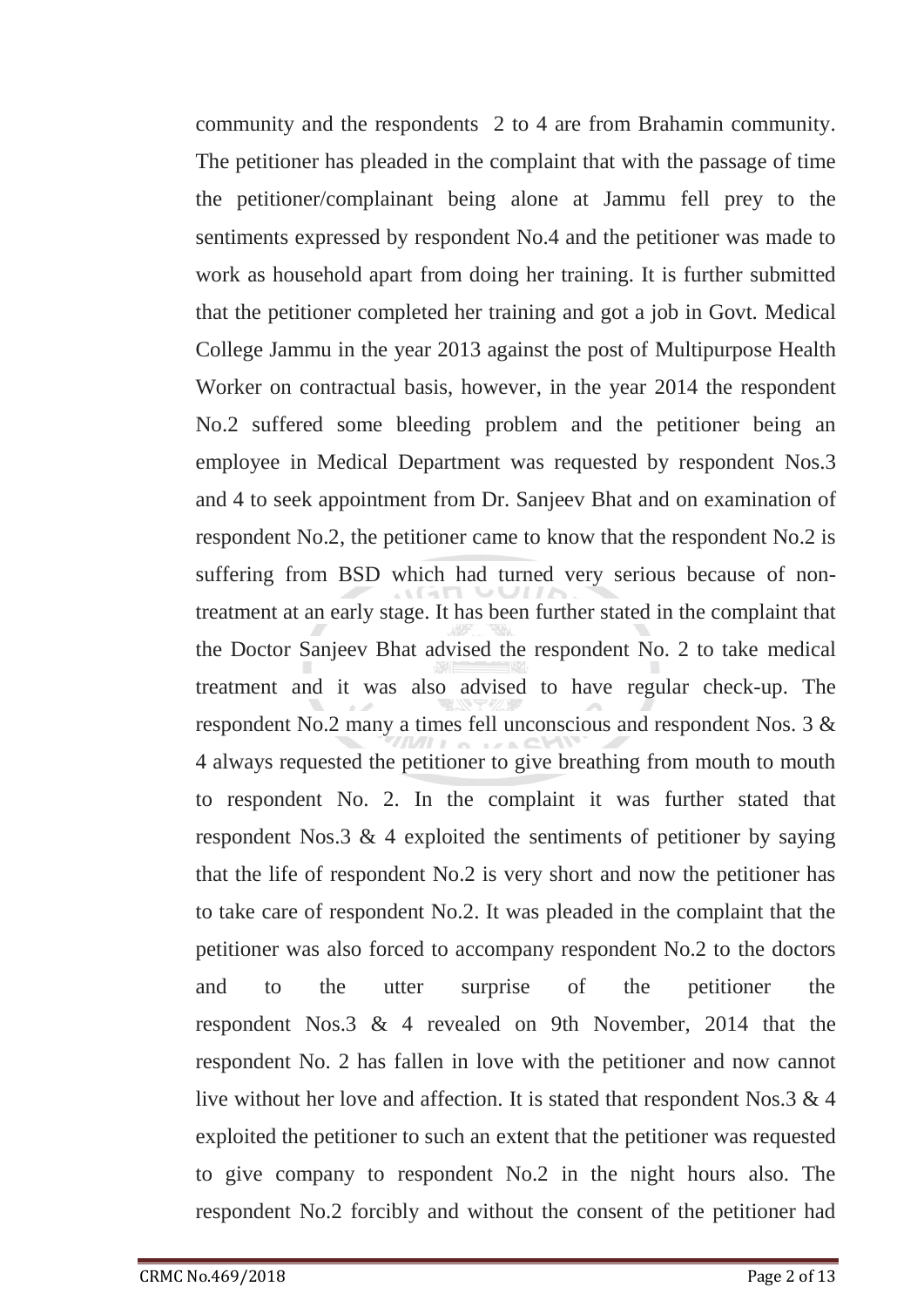community and the respondents 2 to 4 are from Brahamin community. The petitioner has pleaded in the complaint that with the passage of time the petitioner/complainant being alone at Jammu fell prey to the sentiments expressed by respondent No.4 and the petitioner was made to work as household apart from doing her training. It is further submitted that the petitioner completed her training and got a job in Govt. Medical College Jammu in the year 2013 against the post of Multipurpose Health Worker on contractual basis, however, in the year 2014 the respondent No.2 suffered some bleeding problem and the petitioner being an employee in Medical Department was requested by respondent Nos.3 and 4 to seek appointment from Dr. Sanjeev Bhat and on examination of respondent No.2, the petitioner came to know that the respondent No.2 is suffering from BSD which had turned very serious because of non-treatment at an early stage. It has been further stated in the complaint that the Doctor Sanjeev Bhat advised the respondent No. 2 to take medical treatment and it was also advised to have regular check-up. The respondent No.2 many a times fell unconscious and respondent Nos. 3 & 4 always requested the petitioner to give breathing from mouth to mouth to respondent No. 2. In the complaint it was further stated that respondent Nos.3 & 4 exploited the sentiments of petitioner by saying that the life of respondent No.2 is very short and now the petitioner has to take care of respondent No.2. It was pleaded in the complaint that the petitioner was also forced to accompany respondent No.2 to the doctors and to the utter surprise of the petitioner the respondent Nos.3 & 4 revealed on 9th November, 2014 that the respondent No. 2 has fallen in love with the petitioner and now cannot live without her love and affection. It is stated that respondent Nos.3 & 4 exploited the petitioner to such an extent that the petitioner was requested to give company to respondent No.2 in the night hours also. The respondent No.2 forcibly and without the consent of the petitioner had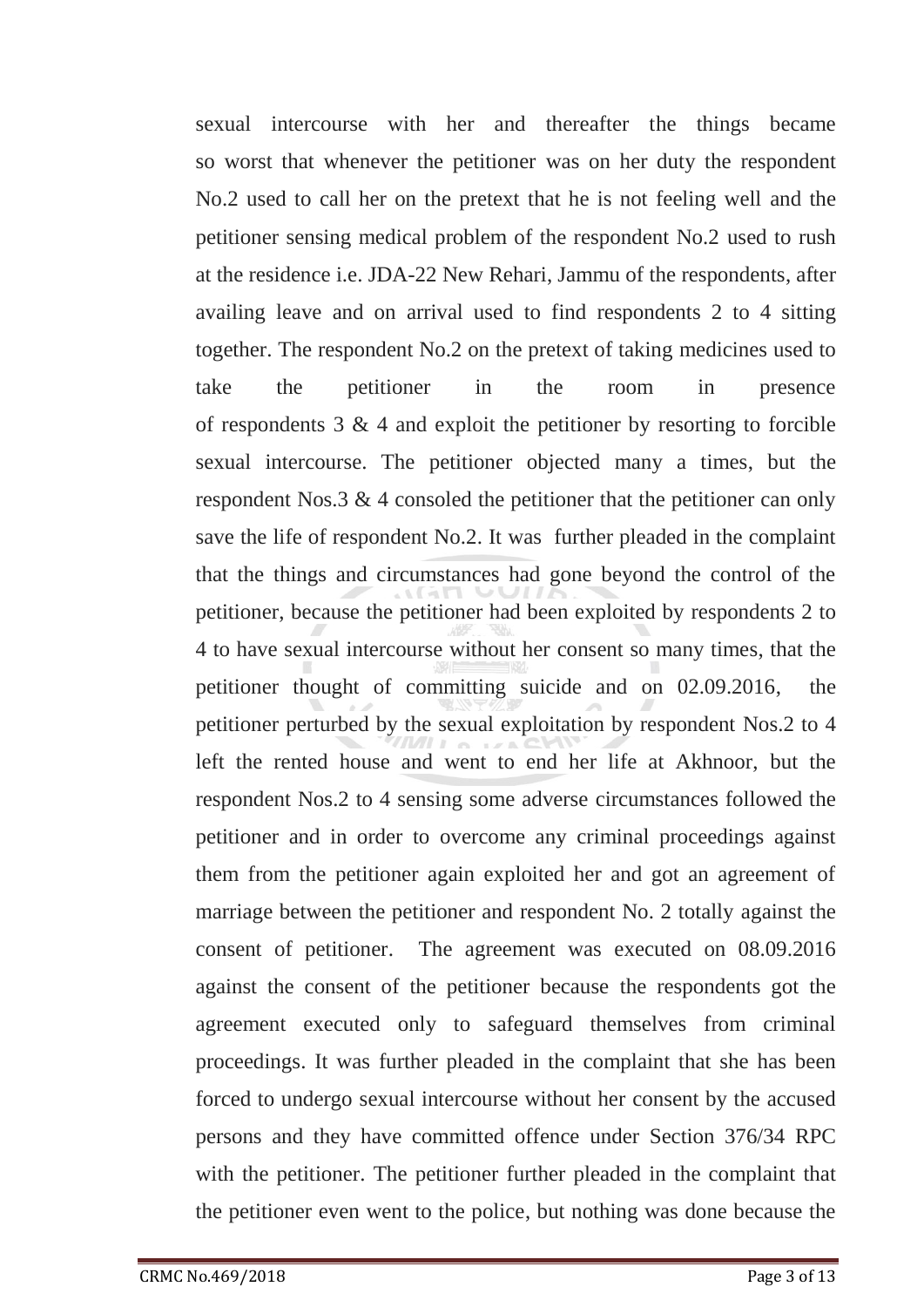sexual intercourse with her and thereafter the things became so worst that whenever the petitioner was on her duty the respondent No.2 used to call her on the pretext that he is not feeling well and the petitioner sensing medical problem of the respondent No.2 used to rush at the residence i.e. JDA-22 New Rehari, Jammu of the respondents, after availing leave and on arrival used to find respondents 2 to 4 sitting together. The respondent No.2 on the pretext of taking medicines used to take the petitioner in the room in presence of respondents 3 & 4 and exploit the petitioner by resorting to forcible sexual intercourse. The petitioner objected many a times, but the respondent Nos.3 & 4 consoled the petitioner that the petitioner can only save the life of respondent No.2. It was further pleaded in the complaint that the things and circumstances had gone beyond the control of the petitioner, because the petitioner had been exploited by respondents 2 to 4 to have sexual intercourse without her consent so many times, that the petitioner thought of committing suicide and on 02.09.2016, the petitioner perturbed by the sexual exploitation by respondent Nos.2 to 4 left the rented house and went to end her life at Akhnoor, but the respondent Nos.2 to 4 sensing some adverse circumstances followed the petitioner and in order to overcome any criminal proceedings against them from the petitioner again exploited her and got an agreement of marriage between the petitioner and respondent No. 2 totally against the consent of petitioner. The agreement was executed on 08.09.2016 against the consent of the petitioner because the respondents got the agreement executed only to safeguard themselves from criminal proceedings. It was further pleaded in the complaint that she has been forced to undergo sexual intercourse without her consent by the accused persons and they have committed offence under Section 376/34 RPC with the petitioner. The petitioner further pleaded in the complaint that the petitioner even went to the police, but nothing was done because the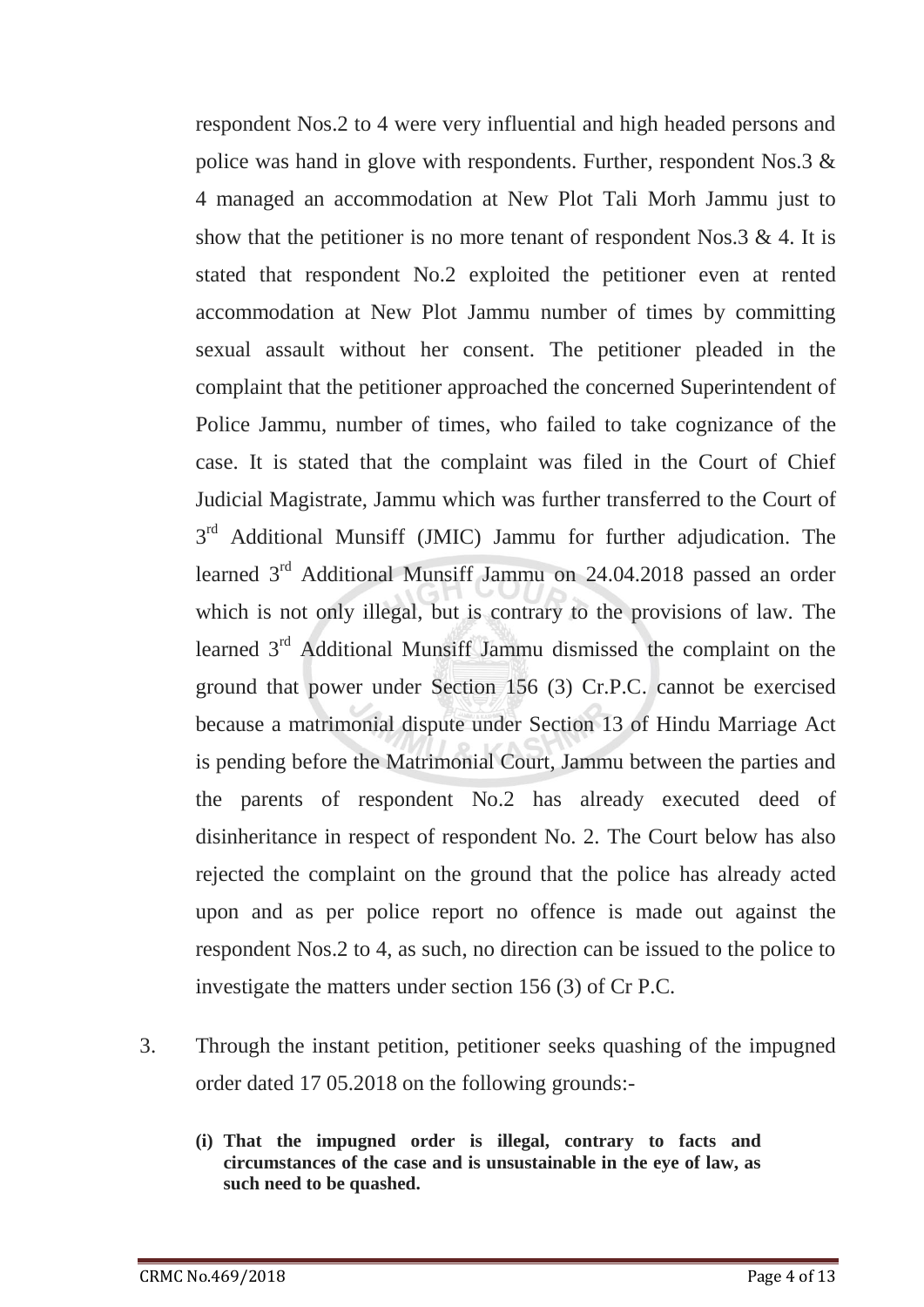respondent Nos.2 to 4 were very influential and high headed persons and police was hand in glove with respondents. Further, respondent Nos.3 & 4 managed an accommodation at New Plot Tali Morh Jammu just to show that the petitioner is no more tenant of respondent Nos.3 & 4. It is stated that respondent No.2 exploited the petitioner even at rented accommodation at New Plot Jammu number of times by committing sexual assault without her consent. The petitioner pleaded in the complaint that the petitioner approached the concerned Superintendent of Police Jammu, number of times, who failed to take cognizance of the case. It is stated that the complaint was filed in the Court of Chief Judicial Magistrate, Jammu which was further transferred to the Court of 3rd Additional Munsiff (JMIC) Jammu for further adjudication. The learned 3rd Additional Munsiff Jammu on 24.04.2018 passed an order which is not only illegal, but is contrary to the provisions of law. The learned 3rd Additional Munsiff Jammu dismissed the complaint on the ground that power under Section 156 (3) Cr.P.C. cannot be exercised because a matrimonial dispute under Section 13 of Hindu Marriage Act is pending before the Matrimonial Court, Jammu between the parties and the parents of respondent No.2 has already executed deed of disinheritance in respect of respondent No. 2. The Court below has also rejected the complaint on the ground that the police has already acted upon and as per police report no offence is made out against the respondent Nos.2 to 4, as such, no direction can be issued to the police to investigate the matters under section 156 (3) of Cr P.C.

3. Through the instant petition, petitioner seeks quashing of the impugned order dated 17 05.2018 on the following grounds:-

   **(i) That the impugned order is illegal, contrary to facts and circumstances of the case and is unsustainable in the eye of law, as such need to be quashed.**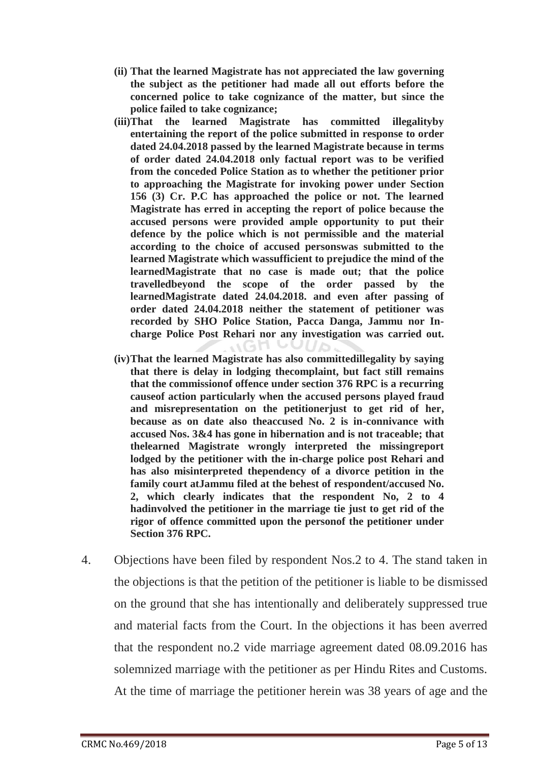**(ii) That the learned Magistrate has not appreciated the law governing the subject as the petitioner had made all out efforts before the concerned police to take cognizance of the matter, but since the police failed to take cognizance;**

**(iii)That the learned Magistrate has committed illegalityby entertaining the report of the police submitted in response to order dated 24.04.2018 passed by the learned Magistrate because in terms of order dated 24.04.2018 only factual report was to be verified from the conceded Police Station as to whether the petitioner prior to approaching the Magistrate for invoking power under Section 156 (3) Cr. P.C has approached the police or not. The learned Magistrate has erred in accepting the report of police because the accused persons were provided ample opportunity to put their defence by the police which is not permissible and the material according to the choice of accused personswas submitted to the learned Magistrate which wassufficient to prejudice the mind of the learnedMagistrate that no case is made out; that the police travelledbeyond the scope of the order passed by the learnedMagistrate dated 24.04.2018. and even after passing of order dated 24.04.2018 neither the statement of petitioner was recorded by SHO Police Station, Pacca Danga, Jammu nor In-charge Police Post Rehari nor any investigation was carried out.**

**(iv)That the learned Magistrate has also committedillegality by saying that there is delay in lodging thecomplaint, but fact still remains that the commissionof offence under section 376 RPC is a recurring causeof action particularly when the accused persons played fraud and misrepresentation on the petitionerjust to get rid of her, because as on date also theaccused No. 2 is in-connivance with accused Nos. 3&4 has gone in hibernation and is not traceable; that thelearned Magistrate wrongly interpreted the missingreport lodged by the petitioner with the in-charge police post Rehari and has also misinterpreted thependency of a divorce petition in the family court atJammu filed at the behest of respondent/accused No. 2, which clearly indicates that the respondent No, 2 to 4 hadinvolved the petitioner in the marriage tie just to get rid of the rigor of offence committed upon the personof the petitioner under Section 376 RPC.**

4. Objections have been filed by respondent Nos.2 to 4. The stand taken in the objections is that the petition of the petitioner is liable to be dismissed on the ground that she has intentionally and deliberately suppressed true and material facts from the Court. In the objections it has been averred that the respondent no.2 vide marriage agreement dated 08.09.2016 has solemnized marriage with the petitioner as per Hindu Rites and Customs. At the time of marriage the petitioner herein was 38 years of age and the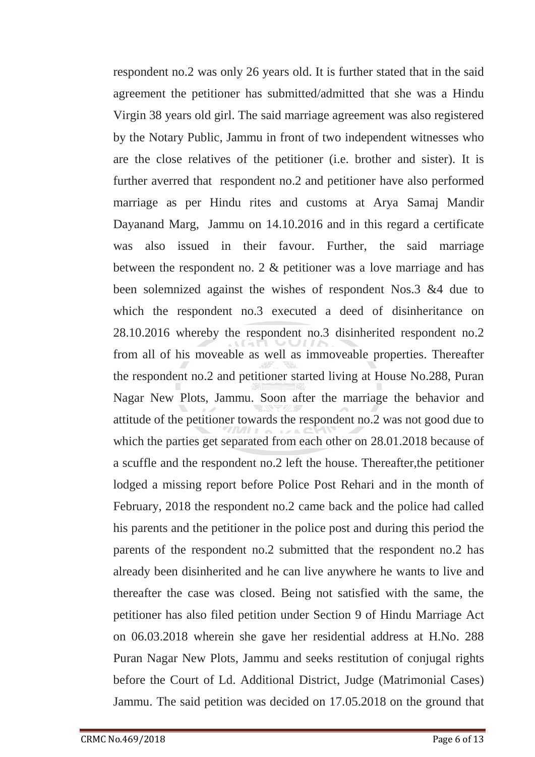respondent no.2 was only 26 years old. It is further stated that in the said agreement the petitioner has submitted/admitted that she was a Hindu Virgin 38 years old girl. The said marriage agreement was also registered by the Notary Public, Jammu in front of two independent witnesses who are the close relatives of the petitioner (i.e. brother and sister). It is further averred that respondent no.2 and petitioner have also performed marriage as per Hindu rites and customs at Arya Samaj Mandir Dayanand Marg, Jammu on 14.10.2016 and in this regard a certificate was also issued in their favour. Further, the said marriage between the respondent no. 2 & petitioner was a love marriage and has been solemnized against the wishes of respondent Nos.3 &4 due to which the respondent no.3 executed a deed of disinheritance on 28.10.2016 whereby the respondent no.3 disinherited respondent no.2 from all of his moveable as well as immoveable properties. Thereafter the respondent no.2 and petitioner started living at House No.288, Puran Nagar New Plots, Jammu. Soon after the marriage the behavior and attitude of the petitioner towards the respondent no.2 was not good due to which the parties get separated from each other on 28.01.2018 because of a scuffle and the respondent no.2 left the house. Thereafter,the petitioner lodged a missing report before Police Post Rehari and in the month of February, 2018 the respondent no.2 came back and the police had called his parents and the petitioner in the police post and during this period the parents of the respondent no.2 submitted that the respondent no.2 has already been disinherited and he can live anywhere he wants to live and thereafter the case was closed. Being not satisfied with the same, the petitioner has also filed petition under Section 9 of Hindu Marriage Act on 06.03.2018 wherein she gave her residential address at H.No. 288 Puran Nagar New Plots, Jammu and seeks restitution of conjugal rights before the Court of Ld. Additional District, Judge (Matrimonial Cases) Jammu. The said petition was decided on 17.05.2018 on the ground that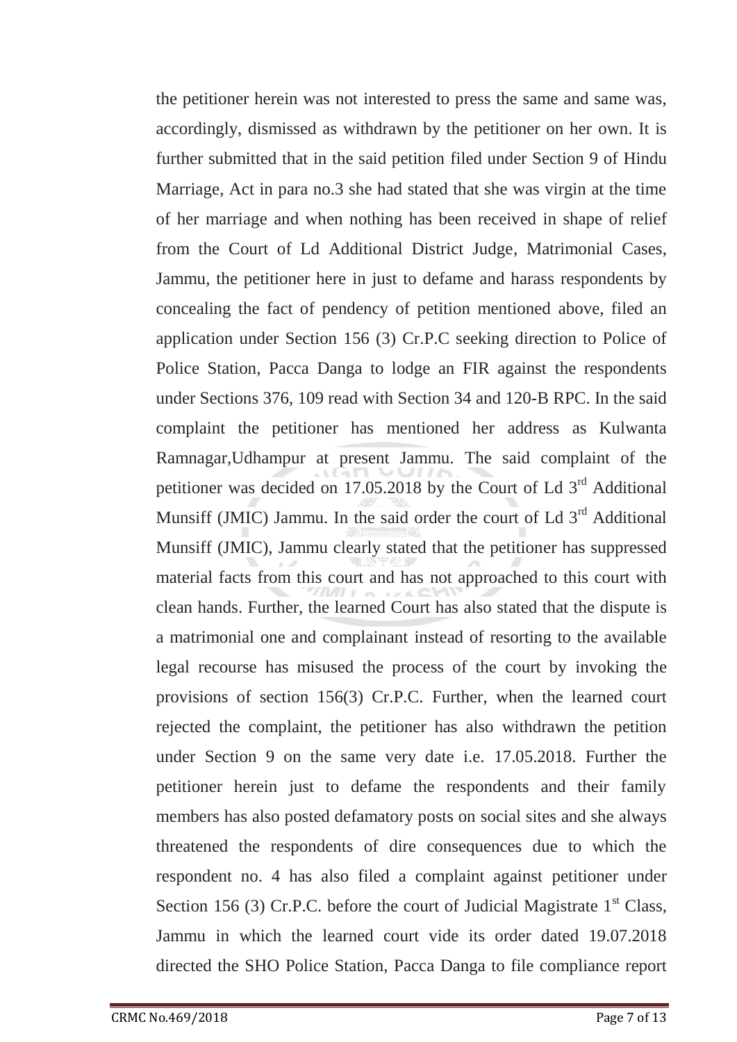the petitioner herein was not interested to press the same and same was, accordingly, dismissed as withdrawn by the petitioner on her own. It is further submitted that in the said petition filed under Section 9 of Hindu Marriage, Act in para no.3 she had stated that she was virgin at the time of her marriage and when nothing has been received in shape of relief from the Court of Ld Additional District Judge, Matrimonial Cases, Jammu, the petitioner here in just to defame and harass respondents by concealing the fact of pendency of petition mentioned above, filed an application under Section 156 (3) Cr.P.C seeking direction to Police of Police Station, Pacca Danga to lodge an FIR against the respondents under Sections 376, 109 read with Section 34 and 120-B RPC. In the said complaint the petitioner has mentioned her address as Kulwanta Ramnagar,Udhampur at present Jammu. The said complaint of the petitioner was decided on 17.05.2018 by the Court of Ld 3rd Additional Munsiff (JMIC) Jammu. In the said order the court of Ld 3rd Additional Munsiff (JMIC), Jammu clearly stated that the petitioner has suppressed material facts from this court and has not approached to this court with clean hands. Further, the learned Court has also stated that the dispute is a matrimonial one and complainant instead of resorting to the available legal recourse has misused the process of the court by invoking the provisions of section 156(3) Cr.P.C. Further, when the learned court rejected the complaint, the petitioner has also withdrawn the petition under Section 9 on the same very date i.e. 17.05.2018. Further the petitioner herein just to defame the respondents and their family members has also posted defamatory posts on social sites and she always threatened the respondents of dire consequences due to which the respondent no. 4 has also filed a complaint against petitioner under Section 156 (3) Cr.P.C. before the court of Judicial Magistrate 1st Class, Jammu in which the learned court vide its order dated 19.07.2018 directed the SHO Police Station, Pacca Danga to file compliance report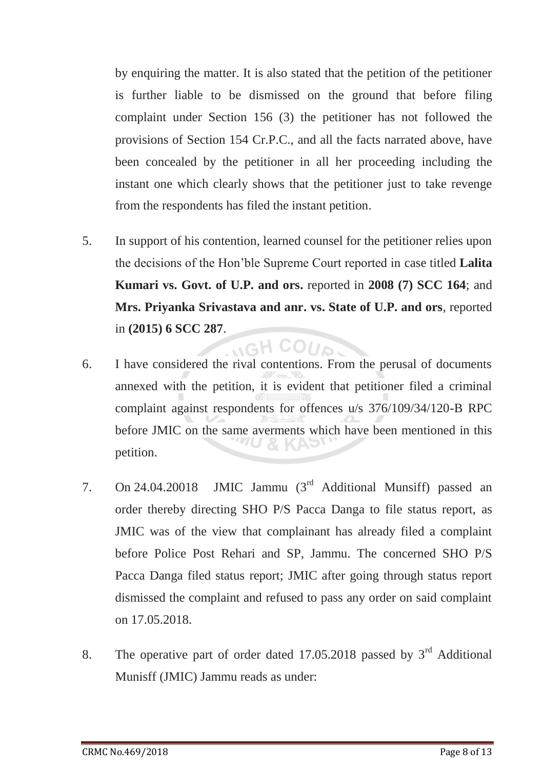by enquiring the matter. It is also stated that the petition of the petitioner is further liable to be dismissed on the ground that before filing complaint under Section 156 (3) the petitioner has not followed the provisions of Section 154 Cr.P.C., and all the facts narrated above, have been concealed by the petitioner in all her proceeding including the instant one which clearly shows that the petitioner just to take revenge from the respondents has filed the instant petition.

5. In support of his contention, learned counsel for the petitioner relies upon the decisions of the Hon'ble Supreme Court reported in case titled **Lalita Kumari vs. Govt. of U.P. and ors.** reported in **2008 (7) SCC 164**; and **Mrs. Priyanka Srivastava and anr. vs. State of U.P. and ors**, reported in **(2015) 6 SCC 287**.

6. I have considered the rival contentions. From the perusal of documents annexed with the petition, it is evident that petitioner filed a criminal complaint against respondents for offences u/s 376/109/34/120-B RPC before JMIC on the same averments which have been mentioned in this petition.

7. On 24.04.20018 JMIC Jammu (3rd Additional Munsiff) passed an order thereby directing SHO P/S Pacca Danga to file status report, as JMIC was of the view that complainant has already filed a complaint before Police Post Rehari and SP, Jammu. The concerned SHO P/S Pacca Danga filed status report; JMIC after going through status report dismissed the complaint and refused to pass any order on said complaint on 17.05.2018.

8. The operative part of order dated 17.05.2018 passed by 3rd Additional Munisff (JMIC) Jammu reads as under: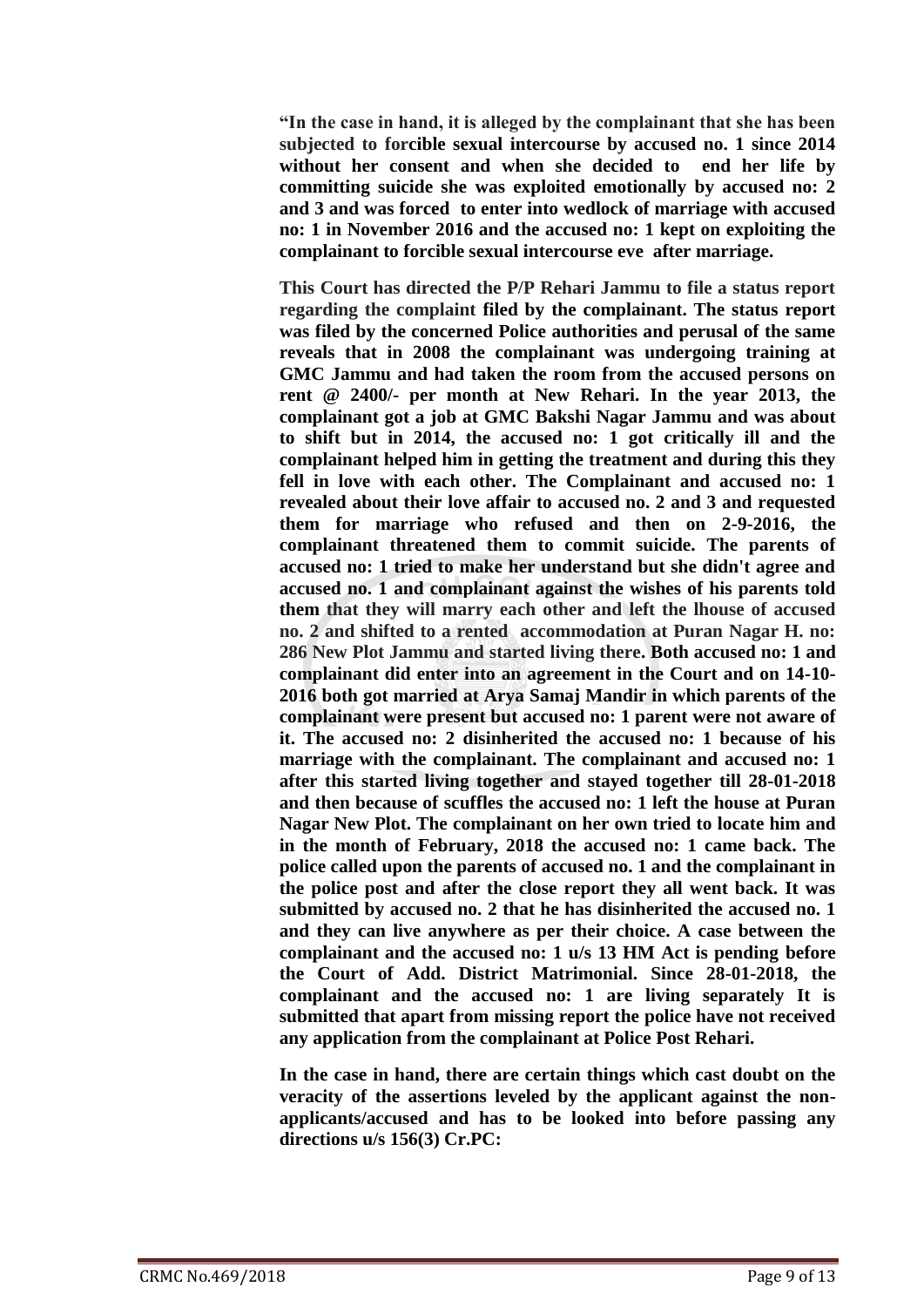**"In the case in hand, it is alleged by the complainant that she has been subjected to forcible sexual intercourse by accused no. 1 since 2014 without her consent and when she decided to end her life by committing suicide she was exploited emotionally by accused no: 2 and 3 and was forced to enter into wedlock of marriage with accused no: 1 in November 2016 and the accused no: 1 kept on exploiting the complainant to forcible sexual intercourse eve after marriage.**

**This Court has directed the P/P Rehari Jammu to file a status report regarding the complaint filed by the complainant. The status report was filed by the concerned Police authorities and perusal of the same reveals that in 2008 the complainant was undergoing training at GMC Jammu and had taken the room from the accused persons on rent @ 2400/- per month at New Rehari. In the year 2013, the complainant got a job at GMC Bakshi Nagar Jammu and was about to shift but in 2014, the accused no: 1 got critically ill and the complainant helped him in getting the treatment and during this they fell in love with each other. The Complainant and accused no: 1 revealed about their love affair to accused no. 2 and 3 and requested them for marriage who refused and then on 2-9-2016, the complainant threatened them to commit suicide. The parents of accused no: 1 tried to make her understand but she didn't agree and accused no. 1 and complainant against the wishes of his parents told them that they will marry each other and left the lhouse of accused no. 2 and shifted to a rented accommodation at Puran Nagar H. no: 286 New Plot Jammu and started living there. Both accused no: 1 and complainant did enter into an agreement in the Court and on 14-10-2016 both got married at Arya Samaj Mandir in which parents of the complainant were present but accused no: 1 parent were not aware of it. The accused no: 2 disinherited the accused no: 1 because of his marriage with the complainant. The complainant and accused no: 1 after this started living together and stayed together till 28-01-2018 and then because of scuffles the accused no: 1 left the house at Puran Nagar New Plot. The complainant on her own tried to locate him and in the month of February, 2018 the accused no: 1 came back. The police called upon the parents of accused no. 1 and the complainant in the police post and after the close report they all went back. It was submitted by accused no. 2 that he has disinherited the accused no. 1 and they can live anywhere as per their choice. A case between the complainant and the accused no: 1 u/s 13 HM Act is pending before the Court of Add. District Matrimonial. Since 28-01-2018, the complainant and the accused no: 1 are living separately It is submitted that apart from missing report the police have not received any application from the complainant at Police Post Rehari.**

**In the case in hand, there are certain things which cast doubt on the veracity of the assertions leveled by the applicant against the non-applicants/accused and has to be looked into before passing any directions u/s 156(3) Cr.PC:**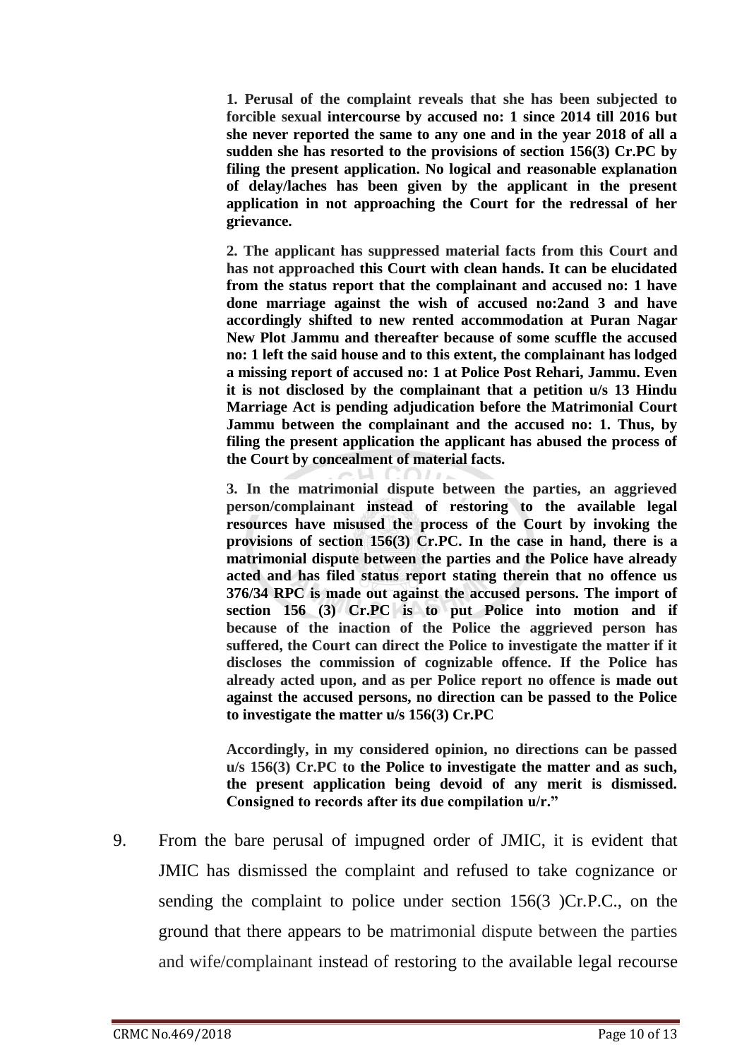> **1. Perusal of the complaint reveals that she has been subjected to forcible sexual intercourse by accused no: 1 since 2014 till 2016 but she never reported the same to any one and in the year 2018 of all a sudden she has resorted to the provisions of section 156(3) Cr.PC by filing the present application. No logical and reasonable explanation of delay/laches has been given by the applicant in the present application in not approaching the Court for the redressal of her grievance.**
>
> **2. The applicant has suppressed material facts from this Court and has not approached this Court with clean hands. It can be elucidated from the status report that the complainant and accused no: 1 have done marriage against the wish of accused no:2and 3 and have accordingly shifted to new rented accommodation at Puran Nagar New Plot Jammu and thereafter because of some scuffle the accused no: 1 left the said house and to this extent, the complainant has lodged a missing report of accused no: 1 at Police Post Rehari, Jammu. Even it is not disclosed by the complainant that a petition u/s 13 Hindu Marriage Act is pending adjudication before the Matrimonial Court Jammu between the complainant and the accused no: 1. Thus, by filing the present application the applicant has abused the process of the Court by concealment of material facts.**
>
> **3. In the matrimonial dispute between the parties, an aggrieved person/complainant instead of restoring to the available legal resources have misused the process of the Court by invoking the provisions of section 156(3) Cr.PC. In the case in hand, there is a matrimonial dispute between the parties and the Police have already acted and has filed status report stating therein that no offence us 376/34 RPC is made out against the accused persons. The import of section 156 (3) Cr.PC is to put Police into motion and if because of the inaction of the Police the aggrieved person has suffered, the Court can direct the Police to investigate the matter if it discloses the commission of cognizable offence. If the Police has already acted upon, and as per Police report no offence is made out against the accused persons, no direction can be passed to the Police to investigate the matter u/s 156(3) Cr.PC**
>
> **Accordingly, in my considered opinion, no directions can be passed u/s 156(3) Cr.PC to the Police to investigate the matter and as such, the present application being devoid of any merit is dismissed. Consigned to records after its due compilation u/r."**

9. From the bare perusal of impugned order of JMIC, it is evident that JMIC has dismissed the complaint and refused to take cognizance or sending the complaint to police under section 156(3 )Cr.P.C., on the ground that there appears to be matrimonial dispute between the parties and wife/complainant instead of restoring to the available legal recourse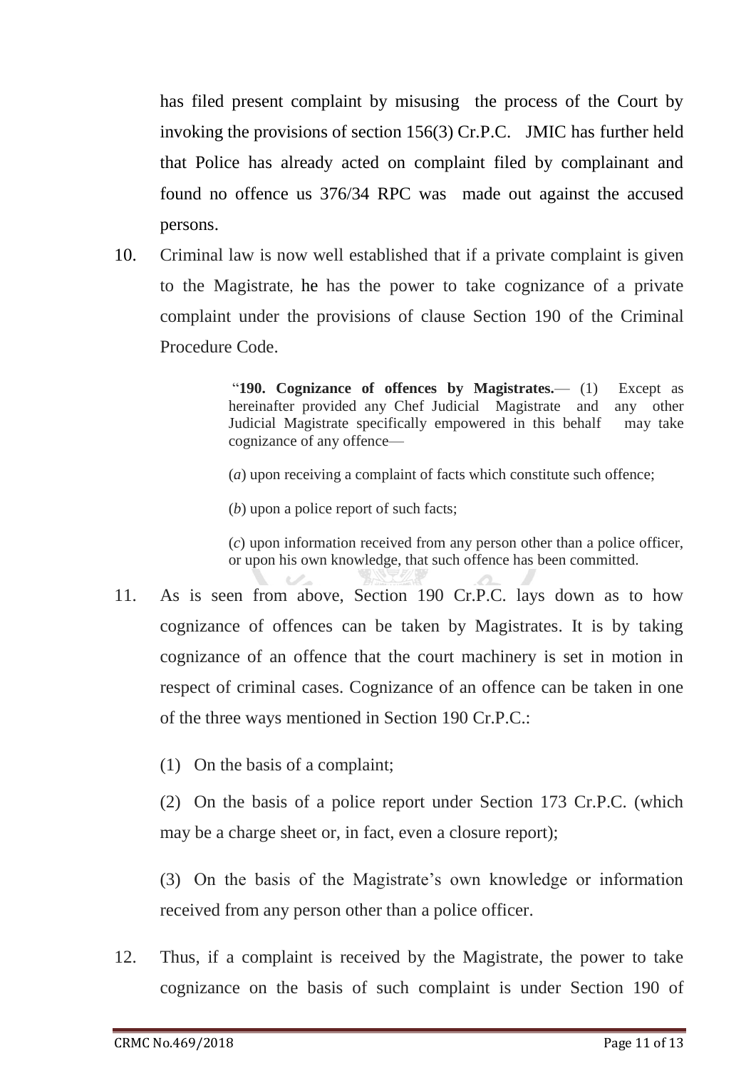has filed present complaint by misusing the process of the Court by invoking the provisions of section 156(3) Cr.P.C. JMIC has further held that Police has already acted on complaint filed by complainant and found no offence us 376/34 RPC was made out against the accused persons.

10. Criminal law is now well established that if a private complaint is given to the Magistrate, he has the power to take cognizance of a private complaint under the provisions of clause Section 190 of the Criminal Procedure Code.

> "**190. Cognizance of offences by Magistrates.**— (1) Except as hereinafter provided any Chef Judicial Magistrate and any other Judicial Magistrate specifically empowered in this behalf may take cognizance of any offence—
>
> (*a*) upon receiving a complaint of facts which constitute such offence;
>
> (*b*) upon a police report of such facts;
>
> (*c*) upon information received from any person other than a police officer, or upon his own knowledge, that such offence has been committed.

11. As is seen from above, Section 190 Cr.P.C. lays down as to how cognizance of offences can be taken by Magistrates. It is by taking cognizance of an offence that the court machinery is set in motion in respect of criminal cases. Cognizance of an offence can be taken in one of the three ways mentioned in Section 190 Cr.P.C.:

    (1) On the basis of a complaint;

    (2) On the basis of a police report under Section 173 Cr.P.C. (which may be a charge sheet or, in fact, even a closure report);

    (3) On the basis of the Magistrate's own knowledge or information received from any person other than a police officer.

12. Thus, if a complaint is received by the Magistrate, the power to take cognizance on the basis of such complaint is under Section 190 of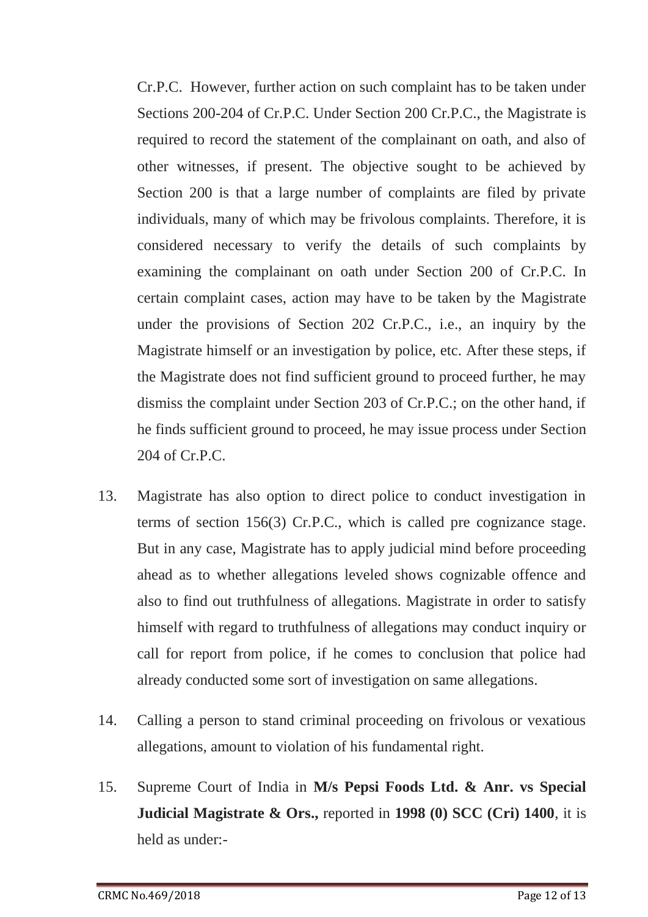Cr.P.C. However, further action on such complaint has to be taken under Sections 200-204 of Cr.P.C. Under Section 200 Cr.P.C., the Magistrate is required to record the statement of the complainant on oath, and also of other witnesses, if present. The objective sought to be achieved by Section 200 is that a large number of complaints are filed by private individuals, many of which may be frivolous complaints. Therefore, it is considered necessary to verify the details of such complaints by examining the complainant on oath under Section 200 of Cr.P.C. In certain complaint cases, action may have to be taken by the Magistrate under the provisions of Section 202 Cr.P.C., i.e., an inquiry by the Magistrate himself or an investigation by police, etc. After these steps, if the Magistrate does not find sufficient ground to proceed further, he may dismiss the complaint under Section 203 of Cr.P.C.; on the other hand, if he finds sufficient ground to proceed, he may issue process under Section 204 of Cr.P.C.

13. Magistrate has also option to direct police to conduct investigation in terms of section 156(3) Cr.P.C., which is called pre cognizance stage. But in any case, Magistrate has to apply judicial mind before proceeding ahead as to whether allegations leveled shows cognizable offence and also to find out truthfulness of allegations. Magistrate in order to satisfy himself with regard to truthfulness of allegations may conduct inquiry or call for report from police, if he comes to conclusion that police had already conducted some sort of investigation on same allegations.

14. Calling a person to stand criminal proceeding on frivolous or vexatious allegations, amount to violation of his fundamental right.

15. Supreme Court of India in **M/s Pepsi Foods Ltd. & Anr. vs Special Judicial Magistrate & Ors.,** reported in **1998 (0) SCC (Cri) 1400**, it is held as under:-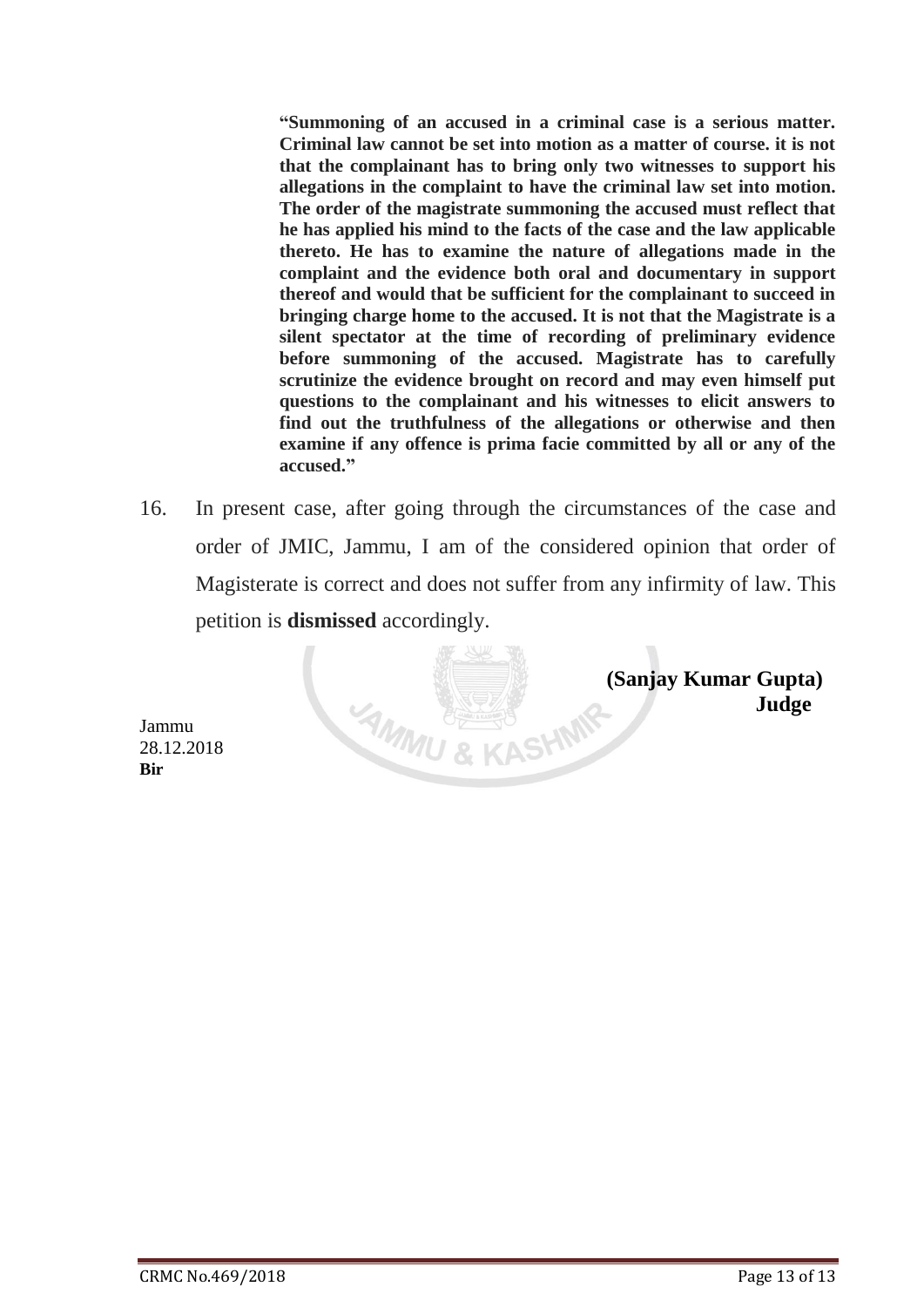**"Summoning of an accused in a criminal case is a serious matter. Criminal law cannot be set into motion as a matter of course. it is not that the complainant has to bring only two witnesses to support his allegations in the complaint to have the criminal law set into motion. The order of the magistrate summoning the accused must reflect that he has applied his mind to the facts of the case and the law applicable thereto. He has to examine the nature of allegations made in the complaint and the evidence both oral and documentary in support thereof and would that be sufficient for the complainant to succeed in bringing charge home to the accused. It is not that the Magistrate is a silent spectator at the time of recording of preliminary evidence before summoning of the accused. Magistrate has to carefully scrutinize the evidence brought on record and may even himself put questions to the complainant and his witnesses to elicit answers to find out the truthfulness of the allegations or otherwise and then examine if any offence is prima facie committed by all or any of the accused."**

16. In present case, after going through the circumstances of the case and order of JMIC, Jammu, I am of the considered opinion that order of Magisterate is correct and does not suffer from any infirmity of law. This petition is **dismissed** accordingly.

**(Sanjay Kumar Gupta)**
**Judge**

Jammu
28.12.2018
**Bir**